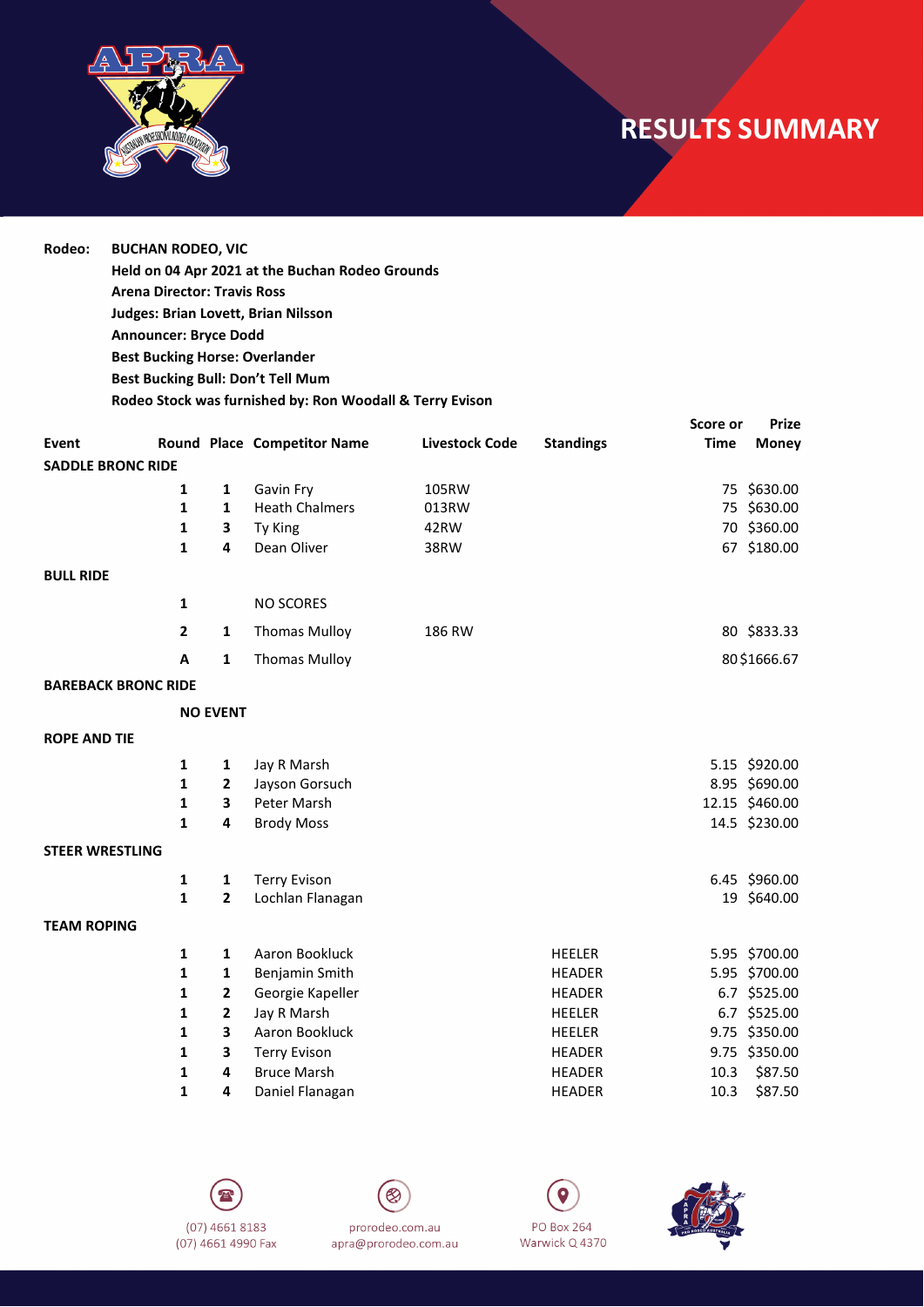# RESULTS SUMMARY

**Rodeo:** **BUCHAN RODEO, VIC**
**Held on 04 Apr 2021 at the Buchan Rodeo Grounds**
**Arena Director: Travis Ross**
**Judges: Brian Lovett, Brian Nilsson**
**Announcer: Bryce Dodd**
**Best Bucking Horse: Overlander**
**Best Bucking Bull: Don't Tell Mum**
**Rodeo Stock was furnished by: Ron Woodall & Terry Evison**

| Event | Round | Place | Competitor Name | Livestock Code | Standings | Score or Time | Prize Money |
|---|---|---|---|---|---|---|---|
| **SADDLE BRONC RIDE** | | | | | | | |
| | 1 | 1 | Gavin Fry | 105RW | | 75 | $630.00 |
| | 1 | 1 | Heath Chalmers | 013RW | | 75 | $630.00 |
| | 1 | 3 | Ty King | 42RW | | 70 | $360.00 |
| | 1 | 4 | Dean Oliver | 38RW | | 67 | $180.00 |
| **BULL RIDE** | | | | | | | |
| | 1 | | NO SCORES | | | | |
| | 2 | 1 | Thomas Mulloy | 186 RW | | 80 | $833.33 |
| | A | 1 | Thomas Mulloy | | | 80 | $1666.67 |
| **BAREBACK BRONC RIDE** | | | | | | | |
| | **NO EVENT** | | | | | | |
| **ROPE AND TIE** | | | | | | | |
| | 1 | 1 | Jay R Marsh | | | 5.15 | $920.00 |
| | 1 | 2 | Jayson Gorsuch | | | 8.95 | $690.00 |
| | 1 | 3 | Peter Marsh | | | 12.15 | $460.00 |
| | 1 | 4 | Brody Moss | | | 14.5 | $230.00 |
| **STEER WRESTLING** | | | | | | | |
| | 1 | 1 | Terry Evison | | | 6.45 | $960.00 |
| | 1 | 2 | Lochlan Flanagan | | | 19 | $640.00 |
| **TEAM ROPING** | | | | | | | |
| | 1 | 1 | Aaron Bookluck | | HEELER | 5.95 | $700.00 |
| | 1 | 1 | Benjamin Smith | | HEADER | 5.95 | $700.00 |
| | 1 | 2 | Georgie Kapeller | | HEADER | 6.7 | $525.00 |
| | 1 | 2 | Jay R Marsh | | HEELER | 6.7 | $525.00 |
| | 1 | 3 | Aaron Bookluck | | HEELER | 9.75 | $350.00 |
| | 1 | 3 | Terry Evison | | HEADER | 9.75 | $350.00 |
| | 1 | 4 | Bruce Marsh | | HEADER | 10.3 | $87.50 |
| | 1 | 4 | Daniel Flanagan | | HEADER | 10.3 | $87.50 |

(07) 4661 8183
(07) 4661 4990 Fax

prorodeo.com.au
apra@prorodeo.com.au

PO Box 264
Warwick Q 4370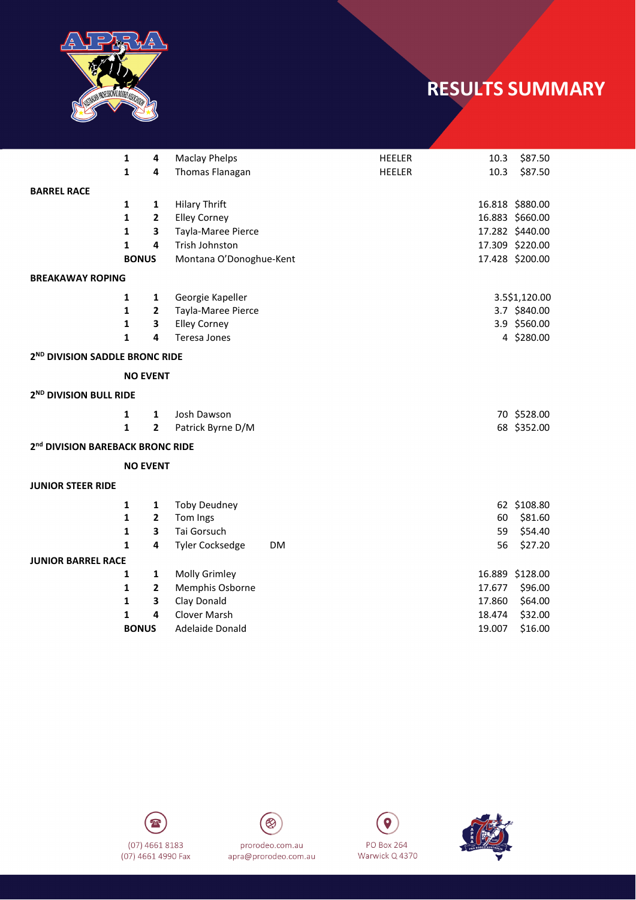# RESULTS SUMMARY

| | | | | | | |
|---|---|---|---|---|---|---|
| 1 | 4 | Maclay Phelps | | HEELER | 10.3 | $87.50 |
| 1 | 4 | Thomas Flanagan | | HEELER | 10.3 | $87.50 |

**BARREL RACE**

| | | | | |
|---|---|---|---|---|
| 1 | 1 | Hilary Thrift | 16.818 | $880.00 |
| 1 | 2 | Elley Corney | 16.883 | $660.00 |
| 1 | 3 | Tayla-Maree Pierce | 17.282 | $440.00 |
| 1 | 4 | Trish Johnston | 17.309 | $220.00 |
| **BONUS** | | Montana O'Donoghue-Kent | 17.428 | $200.00 |

**BREAKAWAY ROPING**

| | | | | |
|---|---|---|---|---|
| 1 | 1 | Georgie Kapeller | 3.5 | $1,120.00 |
| 1 | 2 | Tayla-Maree Pierce | 3.7 | $840.00 |
| 1 | 3 | Elley Corney | 3.9 | $560.00 |
| 1 | 4 | Teresa Jones | 4 | $280.00 |

**2ND DIVISION SADDLE BRONC RIDE**

**NO EVENT**

**2ND DIVISION BULL RIDE**

| | | | | |
|---|---|---|---|---|
| 1 | 1 | Josh Dawson | 70 | $528.00 |
| 1 | 2 | Patrick Byrne D/M | 68 | $352.00 |

**2nd DIVISION BAREBACK BRONC RIDE**

**NO EVENT**

**JUNIOR STEER RIDE**

| | | | | | |
|---|---|---|---|---|---|
| 1 | 1 | Toby Deudney | | 62 | $108.80 |
| 1 | 2 | Tom Ings | | 60 | $81.60 |
| 1 | 3 | Tai Gorsuch | | 59 | $54.40 |
| 1 | 4 | Tyler Cocksedge | DM | 56 | $27.20 |

**JUNIOR BARREL RACE**

| | | | | |
|---|---|---|---|---|
| 1 | 1 | Molly Grimley | 16.889 | $128.00 |
| 1 | 2 | Memphis Osborne | 17.677 | $96.00 |
| 1 | 3 | Clay Donald | 17.860 | $64.00 |
| 1 | 4 | Clover Marsh | 18.474 | $32.00 |
| **BONUS** | | Adelaide Donald | 19.007 | $16.00 |

(07) 4661 8183
(07) 4661 4990 Fax

prorodeo.com.au
apra@prorodeo.com.au

PO Box 264
Warwick Q 4370